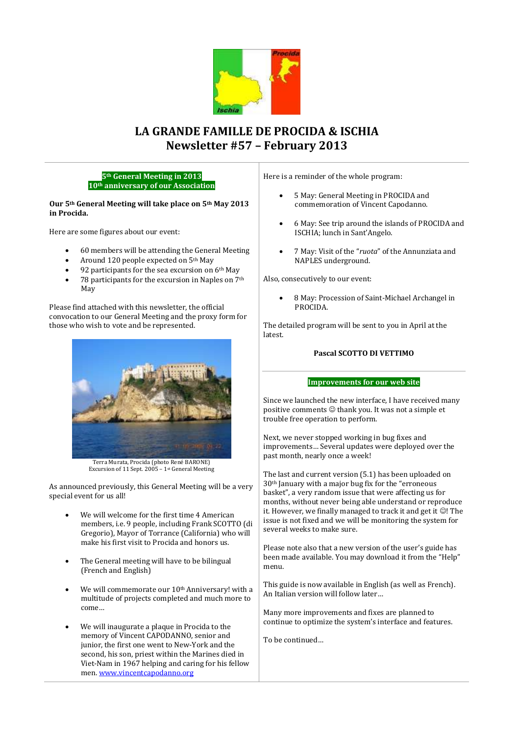# LA GRANDE FAMILLE DE PROCIDA & ISCHIA
# Newsletter #57 – February 2013

## 5th General Meeting in 2013
## 10th anniversary of our Association

**Our 5th General Meeting will take place on 5th May 2013 in Procida.**

Here are some figures about our event:

- 60 members will be attending the General Meeting
- Around 120 people expected on 5th May
- 92 participants for the sea excursion on 6th May
- 78 participants for the excursion in Naples on 7th May

Please find attached with this newsletter, the official convocation to our General Meeting and the proxy form for those who wish to vote and be represented.

Terra Murata, Procida (photo René BARONE)
Excursion of 11 Sept. 2005 – 1st General Meeting

As announced previously, this General Meeting will be a very special event for us all!

- We will welcome for the first time 4 American members, i.e. 9 people, including Frank SCOTTO (di Gregorio), Mayor of Torrance (California) who will make his first visit to Procida and honors us.
- The General meeting will have to be bilingual (French and English)
- We will commemorate our 10th Anniversary! with a multitude of projects completed and much more to come…
- We will inaugurate a plaque in Procida to the memory of Vincent CAPODANNO, senior and junior, the first one went to New-York and the second, his son, priest within the Marines died in Viet-Nam in 1967 helping and caring for his fellow men. [www.vincentcapodanno.org](http://www.vincentcapodanno.org)

Here is a reminder of the whole program:

- 5 May: General Meeting in PROCIDA and commemoration of Vincent Capodanno.
- 6 May: See trip around the islands of PROCIDA and ISCHIA; lunch in Sant'Angelo.
- 7 May: Visit of the "*ruota*" of the Annunziata and NAPLES underground.

Also, consecutively to our event:

- 8 May: Procession of Saint-Michael Archangel in PROCIDA.

The detailed program will be sent to you in April at the latest.

**Pascal SCOTTO DI VETTIMO**

## Improvements for our web site

Since we launched the new interface, I have received many positive comments ☺ thank you. It was not a simple et trouble free operation to perform.

Next, we never stopped working in bug fixes and improvements… Several updates were deployed over the past month, nearly once a week!

The last and current version (5.1) has been uploaded on 30th January with a major bug fix for the "erroneous basket", a very random issue that were affecting us for months, without never being able understand or reproduce it. However, we finally managed to track it and get it ☺! The issue is not fixed and we will be monitoring the system for several weeks to make sure.

Please note also that a new version of the user's guide has been made available. You may download it from the "Help" menu.

This guide is now available in English (as well as French). An Italian version will follow later…

Many more improvements and fixes are planned to continue to optimize the system's interface and features.

To be continued…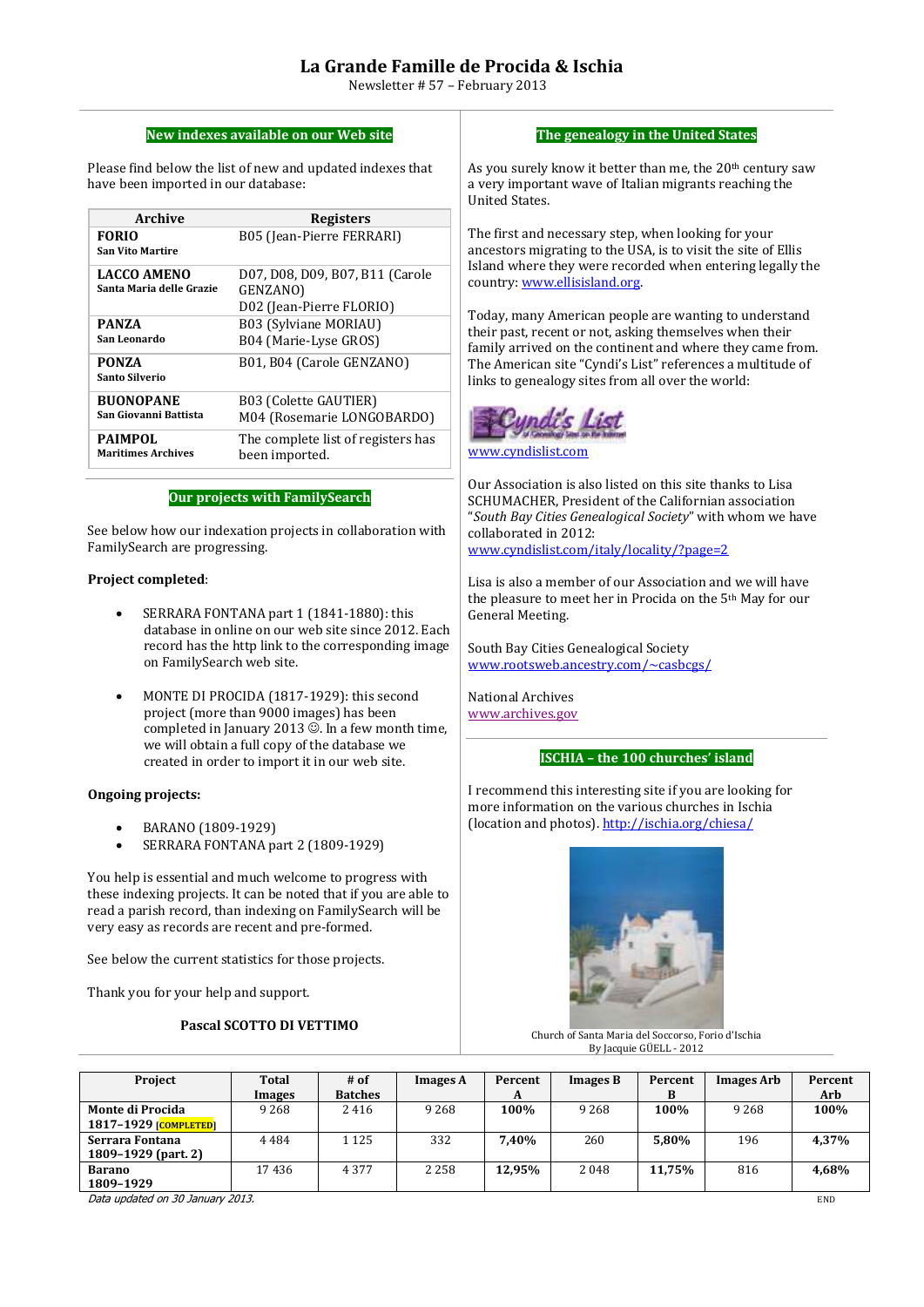# La Grande Famille de Procida & Ischia

Newsletter # 57 – February 2013

## New indexes available on our Web site

Please find below the list of new and updated indexes that have been imported in our database:

| Archive | Registers |
|---|---|
| **FORIO** **San Vito Martire** | B05 (Jean-Pierre FERRARI) |
| **LACCO AMENO** **Santa Maria delle Grazie** | D07, D08, D09, B07, B11 (Carole GENZANO) D02 (Jean-Pierre FLORIO) |
| **PANZA** **San Leonardo** | B03 (Sylviane MORIAU) B04 (Marie-Lyse GROS) |
| **PONZA** **Santo Silverio** | B01, B04 (Carole GENZANO) |
| **BUONOPANE** **San Giovanni Battista** | B03 (Colette GAUTIER) M04 (Rosemarie LONGOBARDO) |
| **PAIMPOL** **Maritimes Archives** | The complete list of registers has been imported. |

## Our projects with FamilySearch

See below how our indexation projects in collaboration with FamilySearch are progressing.

**Project completed**:

- SERRARA FONTANA part 1 (1841-1880): this database in online on our web site since 2012. Each record has the http link to the corresponding image on FamilySearch web site.
- MONTE DI PROCIDA (1817-1929): this second project (more than 9000 images) has been completed in January 2013 ☺. In a few month time, we will obtain a full copy of the database we created in order to import it in our web site.

**Ongoing projects:**

- BARANO (1809-1929)
- SERRARA FONTANA part 2 (1809-1929)

You help is essential and much welcome to progress with these indexing projects. It can be noted that if you are able to read a parish record, than indexing on FamilySearch will be very easy as records are recent and pre-formed.

See below the current statistics for those projects.

Thank you for your help and support.

**Pascal SCOTTO DI VETTIMO**

## The genealogy in the United States

As you surely know it better than me, the 20th century saw a very important wave of Italian migrants reaching the United States.

The first and necessary step, when looking for your ancestors migrating to the USA, is to visit the site of Ellis Island where they were recorded when entering legally the country: www.ellisisland.org.

Today, many American people are wanting to understand their past, recent or not, asking themselves when their family arrived on the continent and where they came from. The American site "Cyndi's List" references a multitude of links to genealogy sites from all over the world:

www.cyndislist.com

Our Association is also listed on this site thanks to Lisa SCHUMACHER, President of the Californian association "*South Bay Cities Genealogical Society*" with whom we have collaborated in 2012:
www.cyndislist.com/italy/locality/?page=2

Lisa is also a member of our Association and we will have the pleasure to meet her in Procida on the 5th May for our General Meeting.

South Bay Cities Genealogical Society
www.rootsweb.ancestry.com/~casbcgs/

National Archives
www.archives.gov

## ISCHIA – the 100 churches' island

I recommend this interesting site if you are looking for more information on the various churches in Ischia (location and photos). http://ischia.org/chiesa/

Church of Santa Maria del Soccorso, Forio d'Ischia
By Jacquie GÜELL - 2012

| Project | Total Images | # of Batches | Images A | Percent A | Images B | Percent B | Images Arb | Percent Arb |
|---|---|---|---|---|---|---|---|---|
| **Monte di Procida 1817–1929 [COMPLETED]** | 9 268 | 2 416 | 9 268 | **100%** | 9 268 | **100%** | 9 268 | **100%** |
| **Serrara Fontana 1809–1929 (part. 2)** | 4 484 | 1 125 | 332 | **7,40%** | 260 | **5,80%** | 196 | **4,37%** |
| **Barano 1809–1929** | 17 436 | 4 377 | 2 258 | **12,95%** | 2 048 | **11,75%** | 816 | **4,68%** |

*Data updated on 30 January 2013.*

END